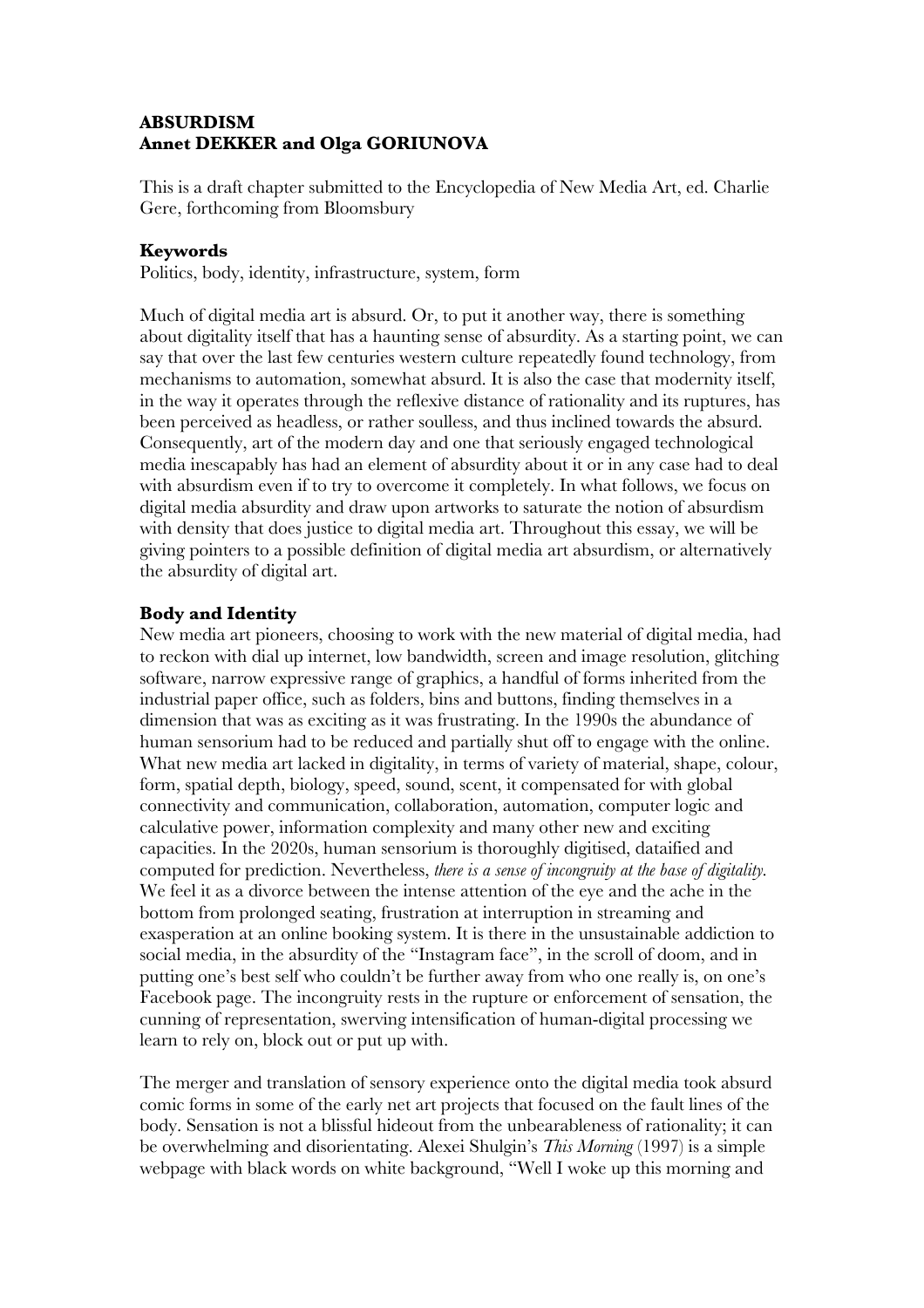**ABSURDISM**
**Annet DEKKER and Olga GORIUNOVA**

This is a draft chapter submitted to the Encyclopedia of New Media Art, ed. Charlie Gere, forthcoming from Bloomsbury

**Keywords**
Politics, body, identity, infrastructure, system, form

Much of digital media art is absurd. Or, to put it another way, there is something about digitality itself that has a haunting sense of absurdity. As a starting point, we can say that over the last few centuries western culture repeatedly found technology, from mechanisms to automation, somewhat absurd. It is also the case that modernity itself, in the way it operates through the reflexive distance of rationality and its ruptures, has been perceived as headless, or rather soulless, and thus inclined towards the absurd. Consequently, art of the modern day and one that seriously engaged technological media inescapably has had an element of absurdity about it or in any case had to deal with absurdism even if to try to overcome it completely. In what follows, we focus on digital media absurdity and draw upon artworks to saturate the notion of absurdism with density that does justice to digital media art. Throughout this essay, we will be giving pointers to a possible definition of digital media art absurdism, or alternatively the absurdity of digital art.

**Body and Identity**
New media art pioneers, choosing to work with the new material of digital media, had to reckon with dial up internet, low bandwidth, screen and image resolution, glitching software, narrow expressive range of graphics, a handful of forms inherited from the industrial paper office, such as folders, bins and buttons, finding themselves in a dimension that was as exciting as it was frustrating. In the 1990s the abundance of human sensorium had to be reduced and partially shut off to engage with the online. What new media art lacked in digitality, in terms of variety of material, shape, colour, form, spatial depth, biology, speed, sound, scent, it compensated for with global connectivity and communication, collaboration, automation, computer logic and calculative power, information complexity and many other new and exciting capacities. In the 2020s, human sensorium is thoroughly digitised, datafied and computed for prediction. Nevertheless, *there is a sense of incongruity at the base of digitality*. We feel it as a divorce between the intense attention of the eye and the ache in the bottom from prolonged seating, frustration at interruption in streaming and exasperation at an online booking system. It is there in the unsustainable addiction to social media, in the absurdity of the "Instagram face", in the scroll of doom, and in putting one's best self who couldn't be further away from who one really is, on one's Facebook page. The incongruity rests in the rupture or enforcement of sensation, the cunning of representation, swerving intensification of human-digital processing we learn to rely on, block out or put up with.

The merger and translation of sensory experience onto the digital media took absurd comic forms in some of the early net art projects that focused on the fault lines of the body. Sensation is not a blissful hideout from the unbearableness of rationality; it can be overwhelming and disorientating. Alexei Shulgin's *This Morning* (1997) is a simple webpage with black words on white background, "Well I woke up this morning and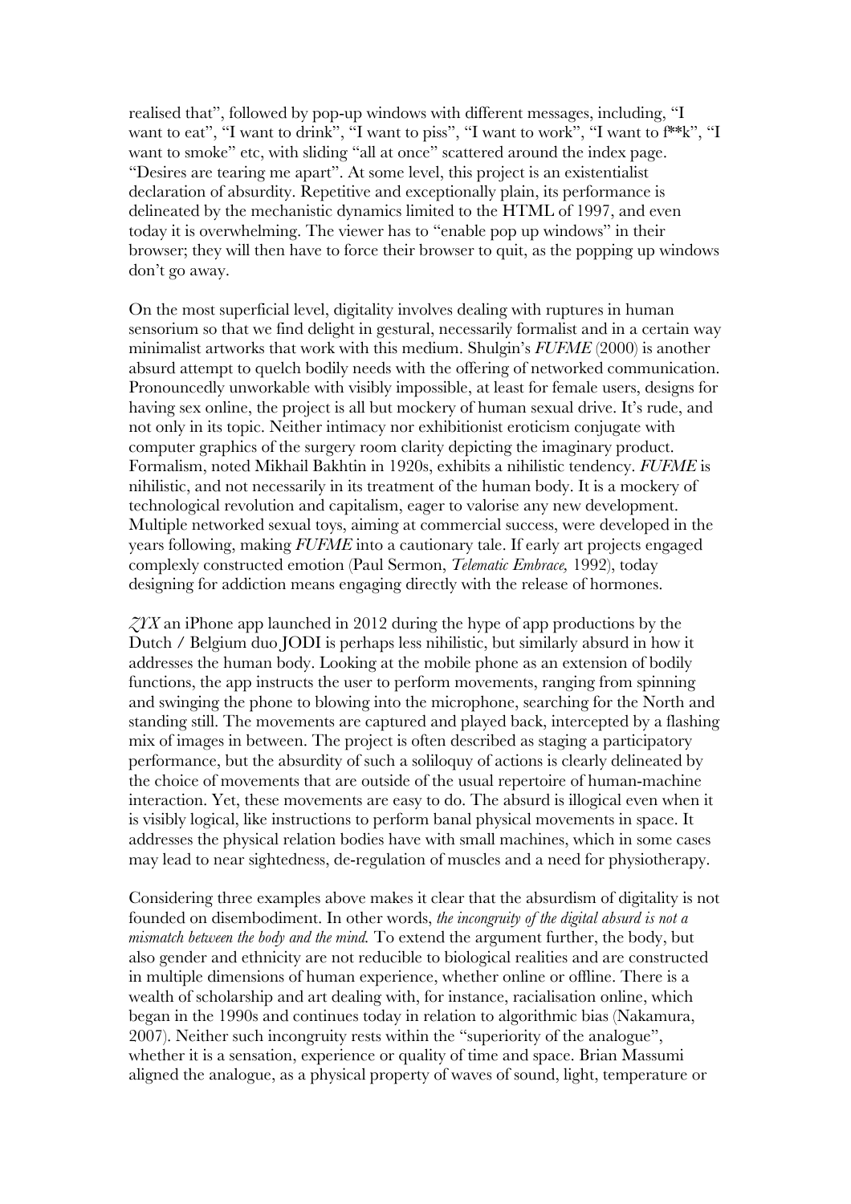realised that", followed by pop-up windows with different messages, including, "I want to eat", "I want to drink", "I want to piss", "I want to work", "I want to f**k", "I want to smoke" etc, with sliding "all at once" scattered around the index page. "Desires are tearing me apart". At some level, this project is an existentialist declaration of absurdity. Repetitive and exceptionally plain, its performance is delineated by the mechanistic dynamics limited to the HTML of 1997, and even today it is overwhelming. The viewer has to "enable pop up windows" in their browser; they will then have to force their browser to quit, as the popping up windows don't go away.

On the most superficial level, digitality involves dealing with ruptures in human sensorium so that we find delight in gestural, necessarily formalist and in a certain way minimalist artworks that work with this medium. Shulgin's *FUFME* (2000) is another absurd attempt to quelch bodily needs with the offering of networked communication. Pronouncedly unworkable with visibly impossible, at least for female users, designs for having sex online, the project is all but mockery of human sexual drive. It's rude, and not only in its topic. Neither intimacy nor exhibitionist eroticism conjugate with computer graphics of the surgery room clarity depicting the imaginary product. Formalism, noted Mikhail Bakhtin in 1920s, exhibits a nihilistic tendency. *FUFME* is nihilistic, and not necessarily in its treatment of the human body. It is a mockery of technological revolution and capitalism, eager to valorise any new development. Multiple networked sexual toys, aiming at commercial success, were developed in the years following, making *FUFME* into a cautionary tale. If early art projects engaged complexly constructed emotion (Paul Sermon, *Telematic Embrace,* 1992), today designing for addiction means engaging directly with the release of hormones.

*ZYX* an iPhone app launched in 2012 during the hype of app productions by the Dutch / Belgium duo JODI is perhaps less nihilistic, but similarly absurd in how it addresses the human body. Looking at the mobile phone as an extension of bodily functions, the app instructs the user to perform movements, ranging from spinning and swinging the phone to blowing into the microphone, searching for the North and standing still. The movements are captured and played back, intercepted by a flashing mix of images in between. The project is often described as staging a participatory performance, but the absurdity of such a soliloquy of actions is clearly delineated by the choice of movements that are outside of the usual repertoire of human-machine interaction. Yet, these movements are easy to do. The absurd is illogical even when it is visibly logical, like instructions to perform banal physical movements in space. It addresses the physical relation bodies have with small machines, which in some cases may lead to near sightedness, de-regulation of muscles and a need for physiotherapy.

Considering three examples above makes it clear that the absurdism of digitality is not founded on disembodiment. In other words, *the incongruity of the digital absurd is not a mismatch between the body and the mind.* To extend the argument further, the body, but also gender and ethnicity are not reducible to biological realities and are constructed in multiple dimensions of human experience, whether online or offline. There is a wealth of scholarship and art dealing with, for instance, racialisation online, which began in the 1990s and continues today in relation to algorithmic bias (Nakamura, 2007). Neither such incongruity rests within the "superiority of the analogue", whether it is a sensation, experience or quality of time and space. Brian Massumi aligned the analogue, as a physical property of waves of sound, light, temperature or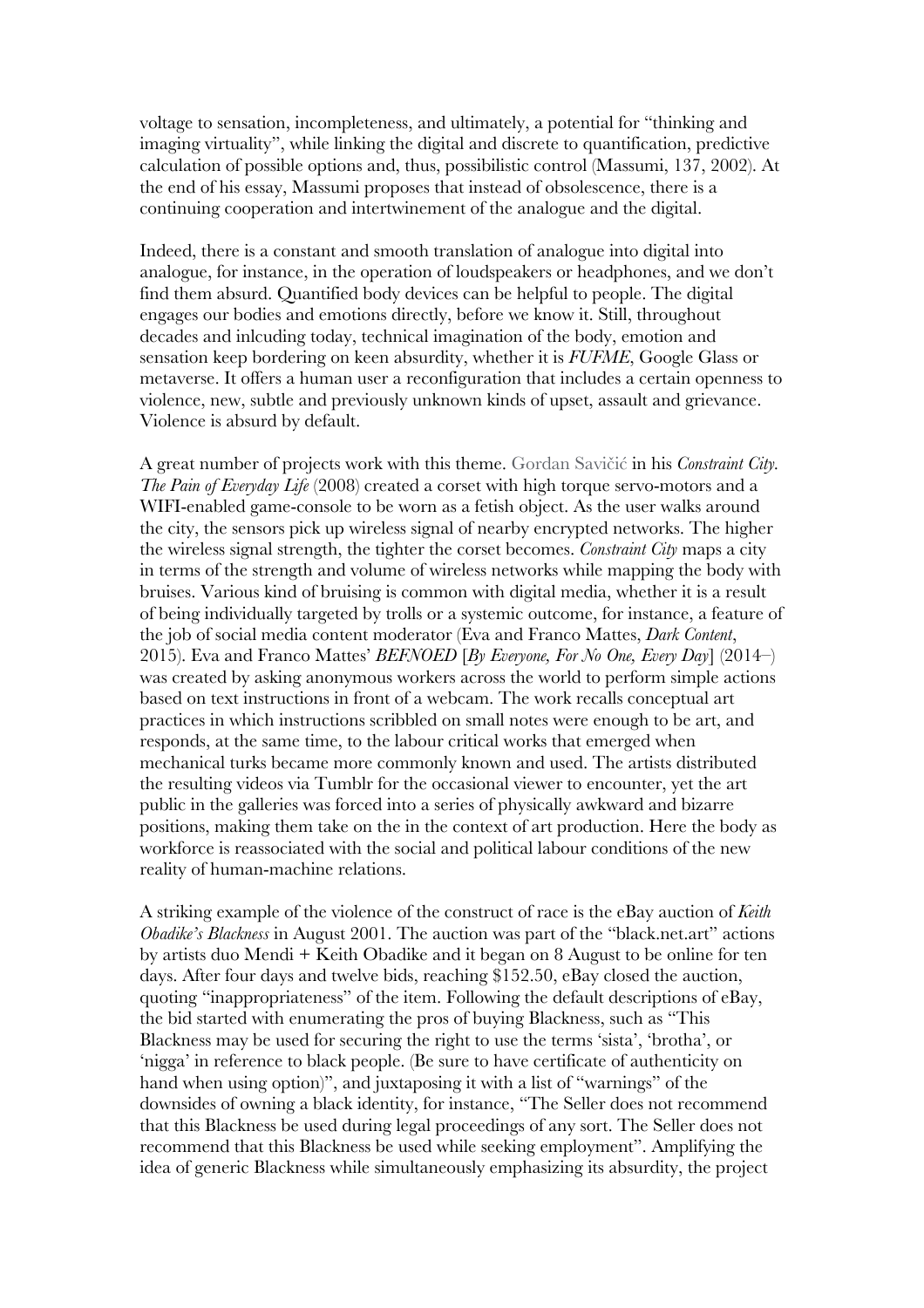voltage to sensation, incompleteness, and ultimately, a potential for "thinking and imaging virtuality", while linking the digital and discrete to quantification, predictive calculation of possible options and, thus, possibilistic control (Massumi, 137, 2002). At the end of his essay, Massumi proposes that instead of obsolescence, there is a continuing cooperation and intertwinement of the analogue and the digital.

Indeed, there is a constant and smooth translation of analogue into digital into analogue, for instance, in the operation of loudspeakers or headphones, and we don't find them absurd. Quantified body devices can be helpful to people. The digital engages our bodies and emotions directly, before we know it. Still, throughout decades and inlcuding today, technical imagination of the body, emotion and sensation keep bordering on keen absurdity, whether it is *FUFME*, Google Glass or metaverse. It offers a human user a reconfiguration that includes a certain openness to violence, new, subtle and previously unknown kinds of upset, assault and grievance. Violence is absurd by default.

A great number of projects work with this theme. Gordan Savičić in his *Constraint City. The Pain of Everyday Life* (2008) created a corset with high torque servo-motors and a WIFI-enabled game-console to be worn as a fetish object. As the user walks around the city, the sensors pick up wireless signal of nearby encrypted networks. The higher the wireless signal strength, the tighter the corset becomes. *Constraint City* maps a city in terms of the strength and volume of wireless networks while mapping the body with bruises. Various kind of bruising is common with digital media, whether it is a result of being individually targeted by trolls or a systemic outcome, for instance, a feature of the job of social media content moderator (Eva and Franco Mattes, *Dark Content*, 2015). Eva and Franco Mattes' *BEFNOED* [*By Everyone, For No One, Every Day*] (2014–) was created by asking anonymous workers across the world to perform simple actions based on text instructions in front of a webcam. The work recalls conceptual art practices in which instructions scribbled on small notes were enough to be art, and responds, at the same time, to the labour critical works that emerged when mechanical turks became more commonly known and used. The artists distributed the resulting videos via Tumblr for the occasional viewer to encounter, yet the art public in the galleries was forced into a series of physically awkward and bizarre positions, making them take on the in the context of art production. Here the body as workforce is reassociated with the social and political labour conditions of the new reality of human-machine relations.

A striking example of the violence of the construct of race is the eBay auction of *Keith Obadike's Blackness* in August 2001. The auction was part of the "black.net.art" actions by artists duo Mendi + Keith Obadike and it began on 8 August to be online for ten days. After four days and twelve bids, reaching $152.50, eBay closed the auction, quoting "inappropriateness" of the item. Following the default descriptions of eBay, the bid started with enumerating the pros of buying Blackness, such as "This Blackness may be used for securing the right to use the terms 'sista', 'brotha', or 'nigga' in reference to black people. (Be sure to have certificate of authenticity on hand when using option)", and juxtaposing it with a list of "warnings" of the downsides of owning a black identity, for instance, "The Seller does not recommend that this Blackness be used during legal proceedings of any sort. The Seller does not recommend that this Blackness be used while seeking employment". Amplifying the idea of generic Blackness while simultaneously emphasizing its absurdity, the project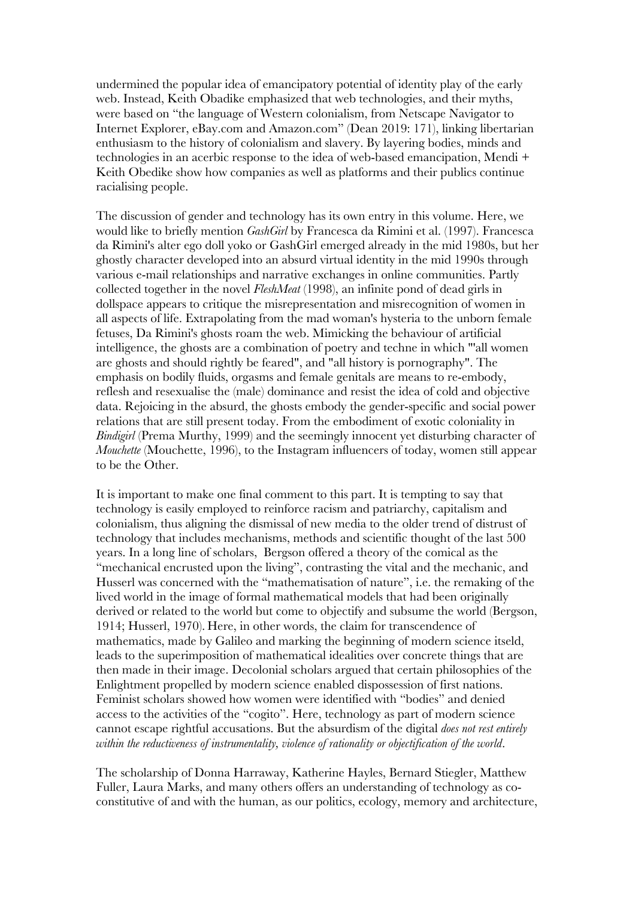undermined the popular idea of emancipatory potential of identity play of the early web. Instead, Keith Obadike emphasized that web technologies, and their myths, were based on "the language of Western colonialism, from Netscape Navigator to Internet Explorer, eBay.com and Amazon.com" (Dean 2019: 171), linking libertarian enthusiasm to the history of colonialism and slavery. By layering bodies, minds and technologies in an acerbic response to the idea of web-based emancipation, Mendi + Keith Obedike show how companies as well as platforms and their publics continue racialising people.

The discussion of gender and technology has its own entry in this volume. Here, we would like to briefly mention *GashGirl* by Francesca da Rimini et al. (1997). Francesca da Rimini's alter ego doll yoko or GashGirl emerged already in the mid 1980s, but her ghostly character developed into an absurd virtual identity in the mid 1990s through various e-mail relationships and narrative exchanges in online communities. Partly collected together in the novel *FleshMeat* (1998), an infinite pond of dead girls in dollspace appears to critique the misrepresentation and misrecognition of women in all aspects of life. Extrapolating from the mad woman's hysteria to the unborn female fetuses, Da Rimini's ghosts roam the web. Mimicking the behaviour of artificial intelligence, the ghosts are a combination of poetry and techne in which "'all women are ghosts and should rightly be feared", and "all history is pornography". The emphasis on bodily fluids, orgasms and female genitals are means to re-embody, reflesh and resexualise the (male) dominance and resist the idea of cold and objective data. Rejoicing in the absurd, the ghosts embody the gender-specific and social power relations that are still present today. From the embodiment of exotic coloniality in *Bindigirl* (Prema Murthy, 1999) and the seemingly innocent yet disturbing character of *Mouchette* (Mouchette, 1996), to the Instagram influencers of today, women still appear to be the Other.

It is important to make one final comment to this part. It is tempting to say that technology is easily employed to reinforce racism and patriarchy, capitalism and colonialism, thus aligning the dismissal of new media to the older trend of distrust of technology that includes mechanisms, methods and scientific thought of the last 500 years. In a long line of scholars, Bergson offered a theory of the comical as the "mechanical encrusted upon the living", contrasting the vital and the mechanic, and Husserl was concerned with the "mathematisation of nature", i.e. the remaking of the lived world in the image of formal mathematical models that had been originally derived or related to the world but come to objectify and subsume the world (Bergson, 1914; Husserl, 1970). Here, in other words, the claim for transcendence of mathematics, made by Galileo and marking the beginning of modern science itseld, leads to the superimposition of mathematical idealities over concrete things that are then made in their image. Decolonial scholars argued that certain philosophies of the Enlightment propelled by modern science enabled dispossession of first nations. Feminist scholars showed how women were identified with "bodies" and denied access to the activities of the "cogito". Here, technology as part of modern science cannot escape rightful accusations. But the absurdism of the digital *does not rest entirely within the reductiveness of instrumentality, violence of rationality or objectification of the world*.

The scholarship of Donna Harraway, Katherine Hayles, Bernard Stiegler, Matthew Fuller, Laura Marks, and many others offers an understanding of technology as co-constitutive of and with the human, as our politics, ecology, memory and architecture,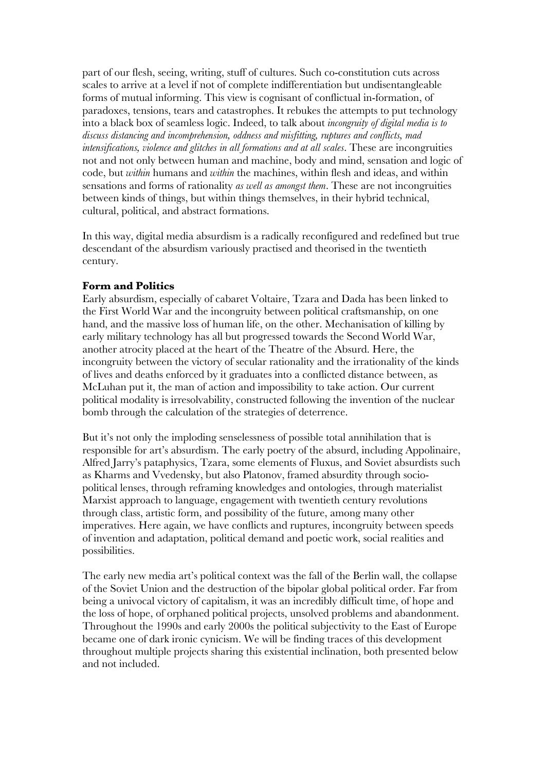part of our flesh, seeing, writing, stuff of cultures. Such co-constitution cuts across scales to arrive at a level if not of complete indifferentiation but undisentangleable forms of mutual informing. This view is cognisant of conflictual in-formation, of paradoxes, tensions, tears and catastrophes. It rebukes the attempts to put technology into a black box of seamless logic. Indeed, to talk about *incongruity of digital media is to discuss distancing and incomprehension, oddness and misfitting, ruptures and conflicts, mad intensifications, violence and glitches in all formations and at all scales*. These are incongruities not and not only between human and machine, body and mind, sensation and logic of code, but *within* humans and *within* the machines, within flesh and ideas, and within sensations and forms of rationality *as well as amongst them*. These are not incongruities between kinds of things, but within things themselves, in their hybrid technical, cultural, political, and abstract formations.

In this way, digital media absurdism is a radically reconfigured and redefined but true descendant of the absurdism variously practised and theorised in the twentieth century.

**Form and Politics**

Early absurdism, especially of cabaret Voltaire, Tzara and Dada has been linked to the First World War and the incongruity between political craftsmanship, on one hand, and the massive loss of human life, on the other. Mechanisation of killing by early military technology has all but progressed towards the Second World War, another atrocity placed at the heart of the Theatre of the Absurd. Here, the incongruity between the victory of secular rationality and the irrationality of the kinds of lives and deaths enforced by it graduates into a conflicted distance between, as McLuhan put it, the man of action and impossibility to take action. Our current political modality is irresolvability, constructed following the invention of the nuclear bomb through the calculation of the strategies of deterrence.

But it's not only the imploding senselessness of possible total annihilation that is responsible for art's absurdism. The early poetry of the absurd, including Appolinaire, Alfred Jarry's pataphysics, Tzara, some elements of Fluxus, and Soviet absurdists such as Kharms and Vvedensky, but also Platonov, framed absurdity through socio-political lenses, through reframing knowledges and ontologies, through materialist Marxist approach to language, engagement with twentieth century revolutions through class, artistic form, and possibility of the future, among many other imperatives. Here again, we have conflicts and ruptures, incongruity between speeds of invention and adaptation, political demand and poetic work, social realities and possibilities.

The early new media art's political context was the fall of the Berlin wall, the collapse of the Soviet Union and the destruction of the bipolar global political order. Far from being a univocal victory of capitalism, it was an incredibly difficult time, of hope and the loss of hope, of orphaned political projects, unsolved problems and abandonment. Throughout the 1990s and early 2000s the political subjectivity to the East of Europe became one of dark ironic cynicism. We will be finding traces of this development throughout multiple projects sharing this existential inclination, both presented below and not included.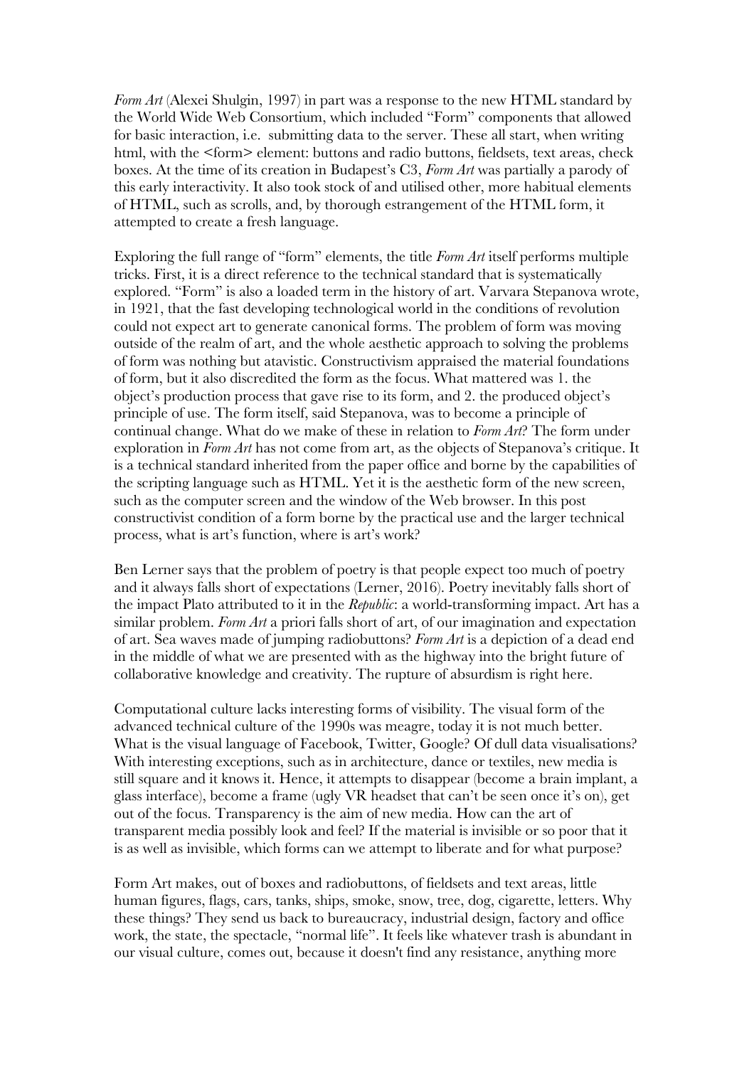*Form Art* (Alexei Shulgin, 1997) in part was a response to the new HTML standard by the World Wide Web Consortium, which included "Form" components that allowed for basic interaction, i.e. submitting data to the server. These all start, when writing html, with the <form> element: buttons and radio buttons, fieldsets, text areas, check boxes. At the time of its creation in Budapest's C3, *Form Art* was partially a parody of this early interactivity. It also took stock of and utilised other, more habitual elements of HTML, such as scrolls, and, by thorough estrangement of the HTML form, it attempted to create a fresh language.

Exploring the full range of "form" elements, the title *Form Art* itself performs multiple tricks. First, it is a direct reference to the technical standard that is systematically explored. "Form" is also a loaded term in the history of art. Varvara Stepanova wrote, in 1921, that the fast developing technological world in the conditions of revolution could not expect art to generate canonical forms. The problem of form was moving outside of the realm of art, and the whole aesthetic approach to solving the problems of form was nothing but atavistic. Constructivism appraised the material foundations of form, but it also discredited the form as the focus. What mattered was 1. the object's production process that gave rise to its form, and 2. the produced object's principle of use. The form itself, said Stepanova, was to become a principle of continual change. What do we make of these in relation to *Form Art*? The form under exploration in *Form Art* has not come from art, as the objects of Stepanova's critique. It is a technical standard inherited from the paper office and borne by the capabilities of the scripting language such as HTML. Yet it is the aesthetic form of the new screen, such as the computer screen and the window of the Web browser. In this post constructivist condition of a form borne by the practical use and the larger technical process, what is art's function, where is art's work?

Ben Lerner says that the problem of poetry is that people expect too much of poetry and it always falls short of expectations (Lerner, 2016). Poetry inevitably falls short of the impact Plato attributed to it in the *Republic*: a world-transforming impact. Art has a similar problem. *Form Art* a priori falls short of art, of our imagination and expectation of art. Sea waves made of jumping radiobuttons? *Form Art* is a depiction of a dead end in the middle of what we are presented with as the highway into the bright future of collaborative knowledge and creativity. The rupture of absurdism is right here.

Computational culture lacks interesting forms of visibility. The visual form of the advanced technical culture of the 1990s was meagre, today it is not much better. What is the visual language of Facebook, Twitter, Google? Of dull data visualisations? With interesting exceptions, such as in architecture, dance or textiles, new media is still square and it knows it. Hence, it attempts to disappear (become a brain implant, a glass interface), become a frame (ugly VR headset that can't be seen once it's on), get out of the focus. Transparency is the aim of new media. How can the art of transparent media possibly look and feel? If the material is invisible or so poor that it is as well as invisible, which forms can we attempt to liberate and for what purpose?

Form Art makes, out of boxes and radiobuttons, of fieldsets and text areas, little human figures, flags, cars, tanks, ships, smoke, snow, tree, dog, cigarette, letters. Why these things? They send us back to bureaucracy, industrial design, factory and office work, the state, the spectacle, "normal life". It feels like whatever trash is abundant in our visual culture, comes out, because it doesn't find any resistance, anything more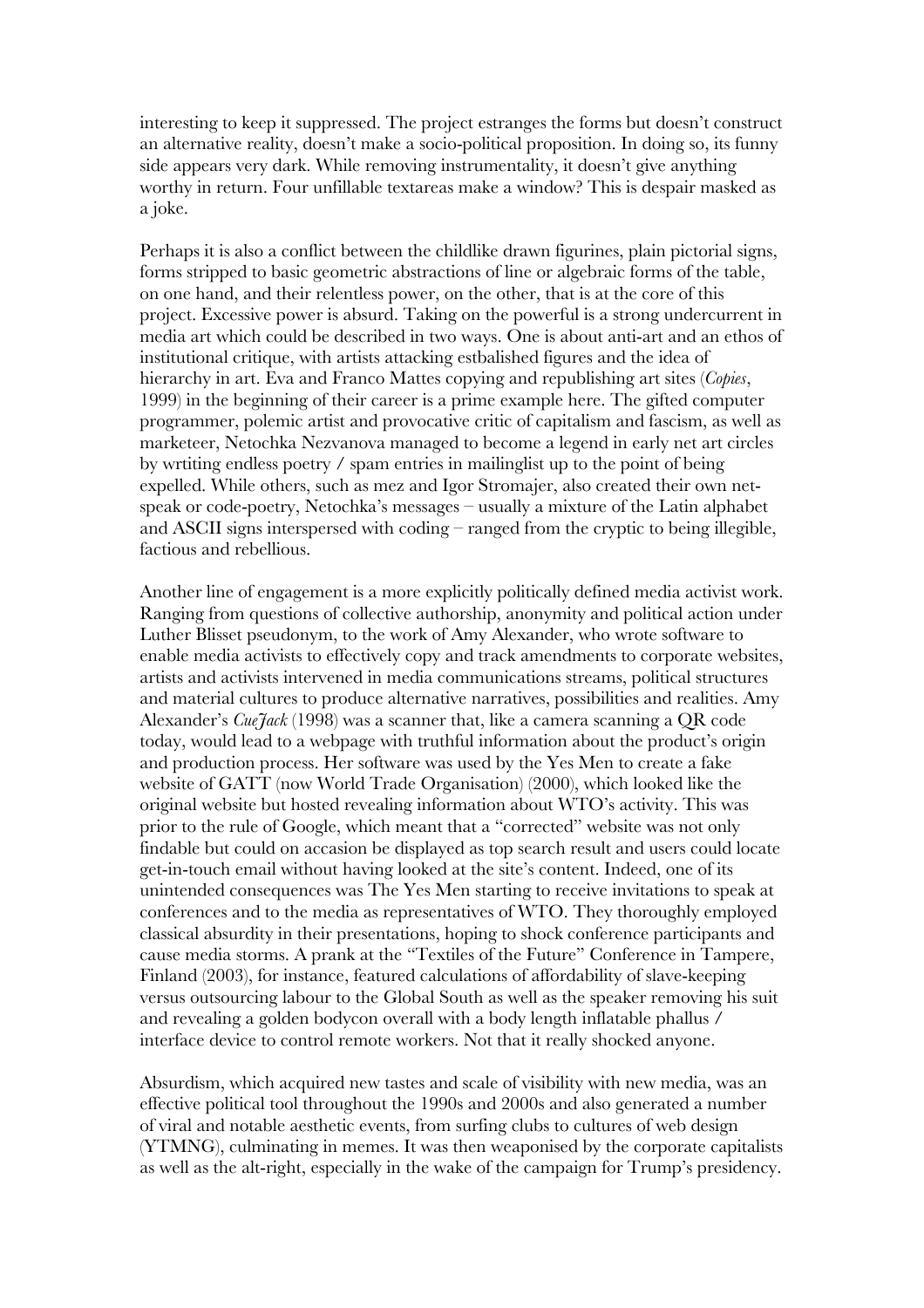interesting to keep it suppressed. The project estranges the forms but doesn't construct an alternative reality, doesn't make a socio-political proposition. In doing so, its funny side appears very dark. While removing instrumentality, it doesn't give anything worthy in return. Four unfillable textareas make a window? This is despair masked as a joke.

Perhaps it is also a conflict between the childlike drawn figurines, plain pictorial signs, forms stripped to basic geometric abstractions of line or algebraic forms of the table, on one hand, and their relentless power, on the other, that is at the core of this project. Excessive power is absurd. Taking on the powerful is a strong undercurrent in media art which could be described in two ways. One is about anti-art and an ethos of institutional critique, with artists attacking estbalished figures and the idea of hierarchy in art. Eva and Franco Mattes copying and republishing art sites (*Copies*, 1999) in the beginning of their career is a prime example here. The gifted computer programmer, polemic artist and provocative critic of capitalism and fascism, as well as marketeer, Netochka Nezvanova managed to become a legend in early net art circles by wrtiting endless poetry / spam entries in mailinglist up to the point of being expelled. While others, such as mez and Igor Stromajer, also created their own net-speak or code-poetry, Netochka's messages – usually a mixture of the Latin alphabet and ASCII signs interspersed with coding – ranged from the cryptic to being illegible, factious and rebellious.

Another line of engagement is a more explicitly politically defined media activist work. Ranging from questions of collective authorship, anonymity and political action under Luther Blisset pseudonym, to the work of Amy Alexander, who wrote software to enable media activists to effectively copy and track amendments to corporate websites, artists and activists intervened in media communications streams, political structures and material cultures to produce alternative narratives, possibilities and realities. Amy Alexander's *CueJack* (1998) was a scanner that, like a camera scanning a QR code today, would lead to a webpage with truthful information about the product's origin and production process. Her software was used by the Yes Men to create a fake website of GATT (now World Trade Organisation) (2000), which looked like the original website but hosted revealing information about WTO's activity. This was prior to the rule of Google, which meant that a "corrected" website was not only findable but could on accasion be displayed as top search result and users could locate get-in-touch email without having looked at the site's content. Indeed, one of its unintended consequences was The Yes Men starting to receive invitations to speak at conferences and to the media as representatives of WTO. They thoroughly employed classical absurdity in their presentations, hoping to shock conference participants and cause media storms. A prank at the "Textiles of the Future" Conference in Tampere, Finland (2003), for instance, featured calculations of affordability of slave-keeping versus outsourcing labour to the Global South as well as the speaker removing his suit and revealing a golden bodycon overall with a body length inflatable phallus / interface device to control remote workers. Not that it really shocked anyone.

Absurdism, which acquired new tastes and scale of visibility with new media, was an effective political tool throughout the 1990s and 2000s and also generated a number of viral and notable aesthetic events, from surfing clubs to cultures of web design (YTMNG), culminating in memes. It was then weaponised by the corporate capitalists as well as the alt-right, especially in the wake of the campaign for Trump's presidency.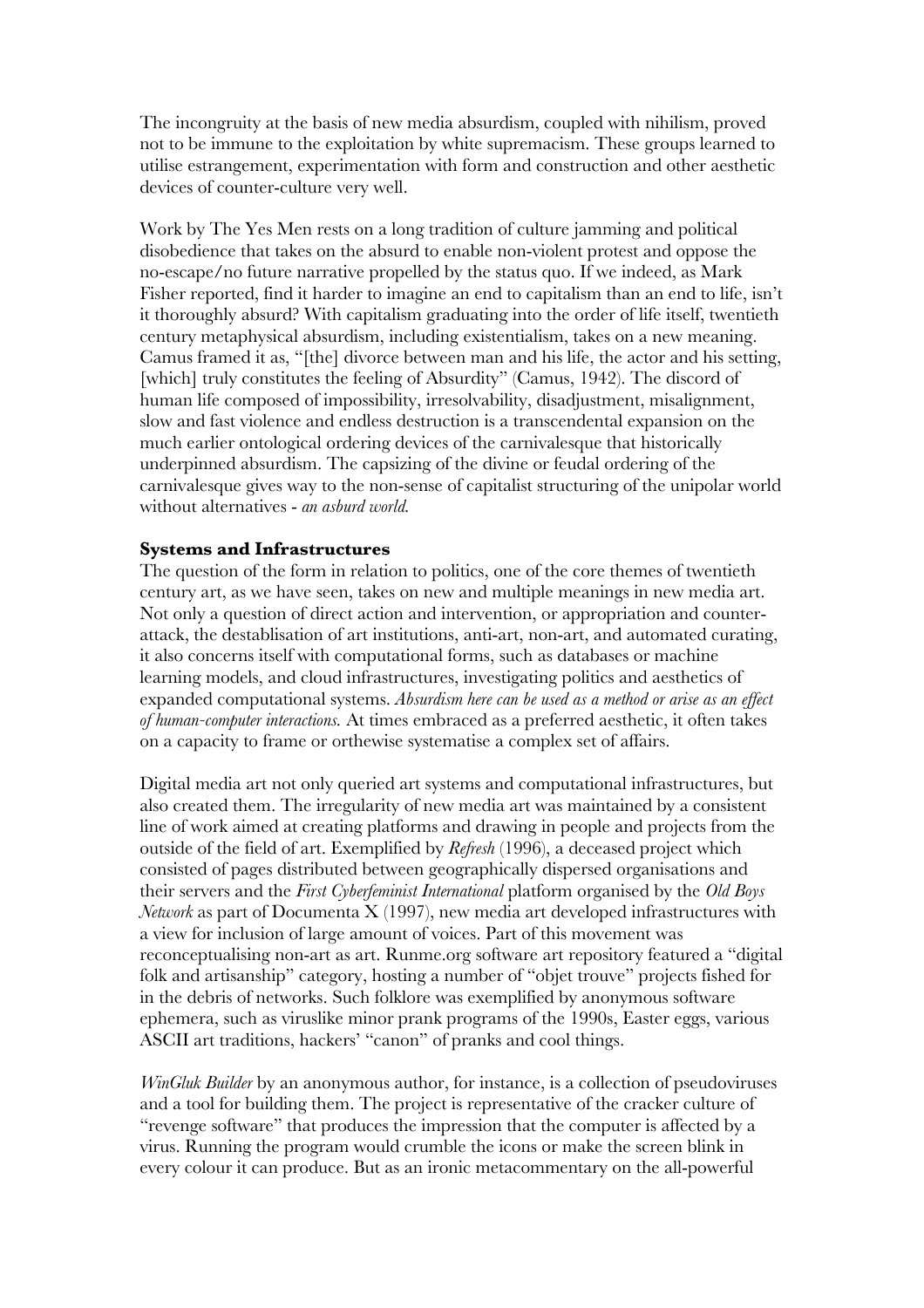The incongruity at the basis of new media absurdism, coupled with nihilism, proved not to be immune to the exploitation by white supremacism. These groups learned to utilise estrangement, experimentation with form and construction and other aesthetic devices of counter-culture very well.

Work by The Yes Men rests on a long tradition of culture jamming and political disobedience that takes on the absurd to enable non-violent protest and oppose the no-escape/no future narrative propelled by the status quo. If we indeed, as Mark Fisher reported, find it harder to imagine an end to capitalism than an end to life, isn't it thoroughly absurd? With capitalism graduating into the order of life itself, twentieth century metaphysical absurdism, including existentialism, takes on a new meaning. Camus framed it as, "[the] divorce between man and his life, the actor and his setting, [which] truly constitutes the feeling of Absurdity" (Camus, 1942). The discord of human life composed of impossibility, irresolvability, disadjustment, misalignment, slow and fast violence and endless destruction is a transcendental expansion on the much earlier ontological ordering devices of the carnivalesque that historically underpinned absurdism. The capsizing of the divine or feudal ordering of the carnivalesque gives way to the non-sense of capitalist structuring of the unipolar world without alternatives - *an asburd world.*

**Systems and Infrastructures**

The question of the form in relation to politics, one of the core themes of twentieth century art, as we have seen, takes on new and multiple meanings in new media art. Not only a question of direct action and intervention, or appropriation and counter-attack, the destablisation of art institutions, anti-art, non-art, and automated curating, it also concerns itself with computational forms, such as databases or machine learning models, and cloud infrastructures, investigating politics and aesthetics of expanded computational systems. *Absurdism here can be used as a method or arise as an effect of human-computer interactions.* At times embraced as a preferred aesthetic, it often takes on a capacity to frame or orthewise systematise a complex set of affairs.

Digital media art not only queried art systems and computational infrastructures, but also created them. The irregularity of new media art was maintained by a consistent line of work aimed at creating platforms and drawing in people and projects from the outside of the field of art. Exemplified by *Refresh* (1996), a deceased project which consisted of pages distributed between geographically dispersed organisations and their servers and the *First Cyberfeminist International* platform organised by the *Old Boys Network* as part of Documenta X (1997), new media art developed infrastructures with a view for inclusion of large amount of voices. Part of this movement was reconceptualising non-art as art. Runme.org software art repository featured a "digital folk and artisanship" category, hosting a number of "objet trouve" projects fished for in the debris of networks. Such folklore was exemplified by anonymous software ephemera, such as viruslike minor prank programs of the 1990s, Easter eggs, various ASCII art traditions, hackers' "canon" of pranks and cool things.

*WinGluk Builder* by an anonymous author, for instance, is a collection of pseudoviruses and a tool for building them. The project is representative of the cracker culture of "revenge software" that produces the impression that the computer is affected by a virus. Running the program would crumble the icons or make the screen blink in every colour it can produce. But as an ironic metacommentary on the all-powerful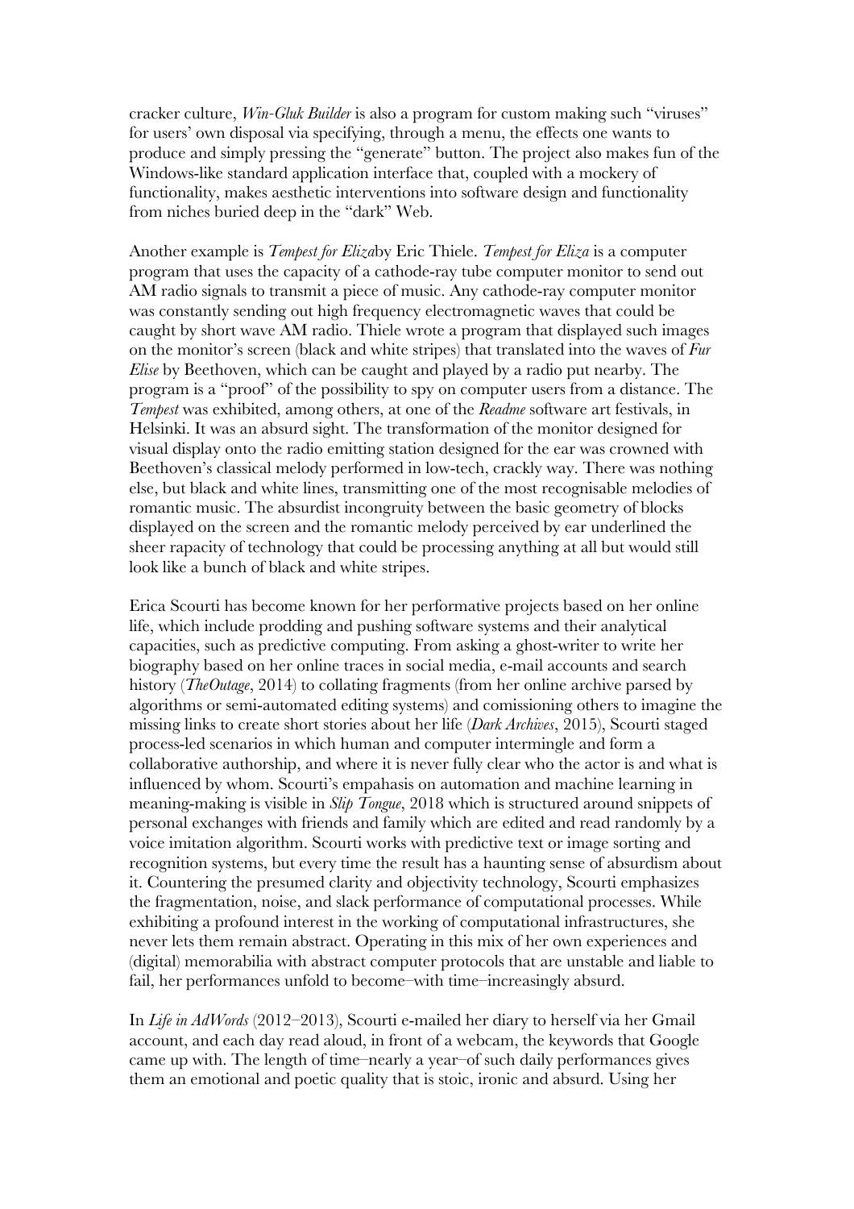cracker culture, *Win-Gluk Builder* is also a program for custom making such "viruses" for users' own disposal via specifying, through a menu, the effects one wants to produce and simply pressing the "generate" button. The project also makes fun of the Windows-like standard application interface that, coupled with a mockery of functionality, makes aesthetic interventions into software design and functionality from niches buried deep in the "dark" Web.

Another example is *Tempest for Eliza*by Eric Thiele. *Tempest for Eliza* is a computer program that uses the capacity of a cathode-ray tube computer monitor to send out AM radio signals to transmit a piece of music. Any cathode-ray computer monitor was constantly sending out high frequency electromagnetic waves that could be caught by short wave AM radio. Thiele wrote a program that displayed such images on the monitor's screen (black and white stripes) that translated into the waves of *Fur Elise* by Beethoven, which can be caught and played by a radio put nearby. The program is a "proof" of the possibility to spy on computer users from a distance. The *Tempest* was exhibited, among others, at one of the *Readme* software art festivals, in Helsinki. It was an absurd sight. The transformation of the monitor designed for visual display onto the radio emitting station designed for the ear was crowned with Beethoven's classical melody performed in low-tech, crackly way. There was nothing else, but black and white lines, transmitting one of the most recognisable melodies of romantic music. The absurdist incongruity between the basic geometry of blocks displayed on the screen and the romantic melody perceived by ear underlined the sheer rapacity of technology that could be processing anything at all but would still look like a bunch of black and white stripes.

Erica Scourti has become known for her performative projects based on her online life, which include prodding and pushing software systems and their analytical capacities, such as predictive computing. From asking a ghost-writer to write her biography based on her online traces in social media, e-mail accounts and search history (*TheOutage*, 2014) to collating fragments (from her online archive parsed by algorithms or semi-automated editing systems) and comissioning others to imagine the missing links to create short stories about her life (*Dark Archives*, 2015), Scourti staged process-led scenarios in which human and computer intermingle and form a collaborative authorship, and where it is never fully clear who the actor is and what is influenced by whom. Scourti's empahasis on automation and machine learning in meaning-making is visible in *Slip Tongue*, 2018 which is structured around snippets of personal exchanges with friends and family which are edited and read randomly by a voice imitation algorithm. Scourti works with predictive text or image sorting and recognition systems, but every time the result has a haunting sense of absurdism about it. Countering the presumed clarity and objectivity technology, Scourti emphasizes the fragmentation, noise, and slack performance of computational processes. While exhibiting a profound interest in the working of computational infrastructures, she never lets them remain abstract. Operating in this mix of her own experiences and (digital) memorabilia with abstract computer protocols that are unstable and liable to fail, her performances unfold to become–with time–increasingly absurd.

In *Life in AdWords* (2012–2013), Scourti e-mailed her diary to herself via her Gmail account, and each day read aloud, in front of a webcam, the keywords that Google came up with. The length of time–nearly a year–of such daily performances gives them an emotional and poetic quality that is stoic, ironic and absurd. Using her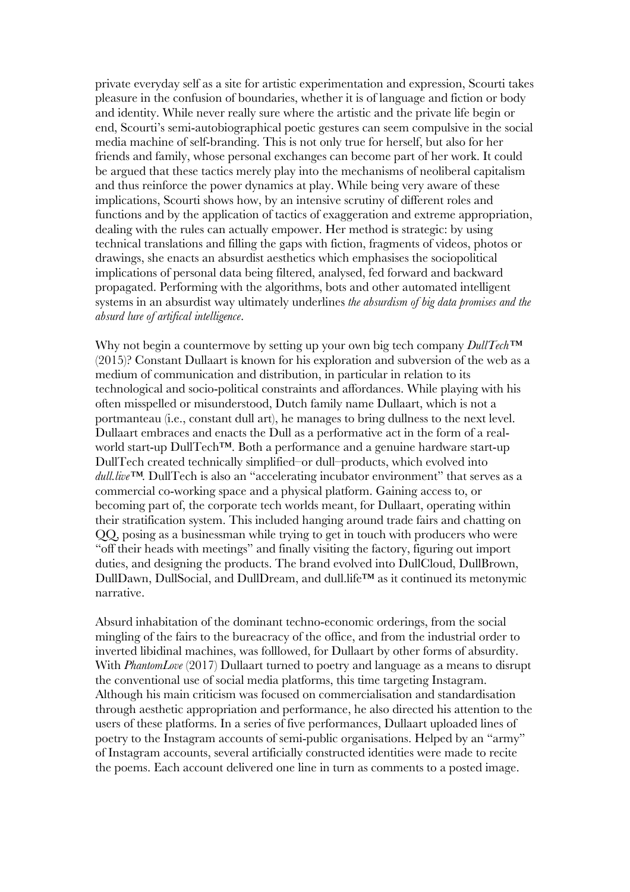private everyday self as a site for artistic experimentation and expression, Scourti takes pleasure in the confusion of boundaries, whether it is of language and fiction or body and identity. While never really sure where the artistic and the private life begin or end, Scourti's semi-autobiographical poetic gestures can seem compulsive in the social media machine of self-branding. This is not only true for herself, but also for her friends and family, whose personal exchanges can become part of her work. It could be argued that these tactics merely play into the mechanisms of neoliberal capitalism and thus reinforce the power dynamics at play. While being very aware of these implications, Scourti shows how, by an intensive scrutiny of different roles and functions and by the application of tactics of exaggeration and extreme appropriation, dealing with the rules can actually empower. Her method is strategic: by using technical translations and filling the gaps with fiction, fragments of videos, photos or drawings, she enacts an absurdist aesthetics which emphasises the sociopolitical implications of personal data being filtered, analysed, fed forward and backward propagated. Performing with the algorithms, bots and other automated intelligent systems in an absurdist way ultimately underlines *the absurdism of big data promises and the absurd lure of artifical intelligence*.

Why not begin a countermove by setting up your own big tech company *DullTech*™ (2015)? Constant Dullaart is known for his exploration and subversion of the web as a medium of communication and distribution, in particular in relation to its technological and socio-political constraints and affordances. While playing with his often misspelled or misunderstood, Dutch family name Dullaart, which is not a portmanteau (i.e., constant dull art), he manages to bring dullness to the next level. Dullaart embraces and enacts the Dull as a performative act in the form of a real-world start-up DullTech™. Both a performance and a genuine hardware start-up DullTech created technically simplified–or dull–products, which evolved into *dull.live*™. DullTech is also an "accelerating incubator environment" that serves as a commercial co-working space and a physical platform. Gaining access to, or becoming part of, the corporate tech worlds meant, for Dullaart, operating within their stratification system. This included hanging around trade fairs and chatting on QQ, posing as a businessman while trying to get in touch with producers who were "off their heads with meetings" and finally visiting the factory, figuring out import duties, and designing the products. The brand evolved into DullCloud, DullBrown, DullDawn, DullSocial, and DullDream, and dull.life™ as it continued its metonymic narrative.

Absurd inhabitation of the dominant techno-economic orderings, from the social mingling of the fairs to the bureaucracy of the office, and from the industrial order to inverted libidinal machines, was folllowed, for Dullaart by other forms of absurdity. With *PhantomLove* (2017) Dullaart turned to poetry and language as a means to disrupt the conventional use of social media platforms, this time targeting Instagram. Although his main criticism was focused on commercialisation and standardisation through aesthetic appropriation and performance, he also directed his attention to the users of these platforms. In a series of five performances, Dullaart uploaded lines of poetry to the Instagram accounts of semi-public organisations. Helped by an "army" of Instagram accounts, several artificially constructed identities were made to recite the poems. Each account delivered one line in turn as comments to a posted image.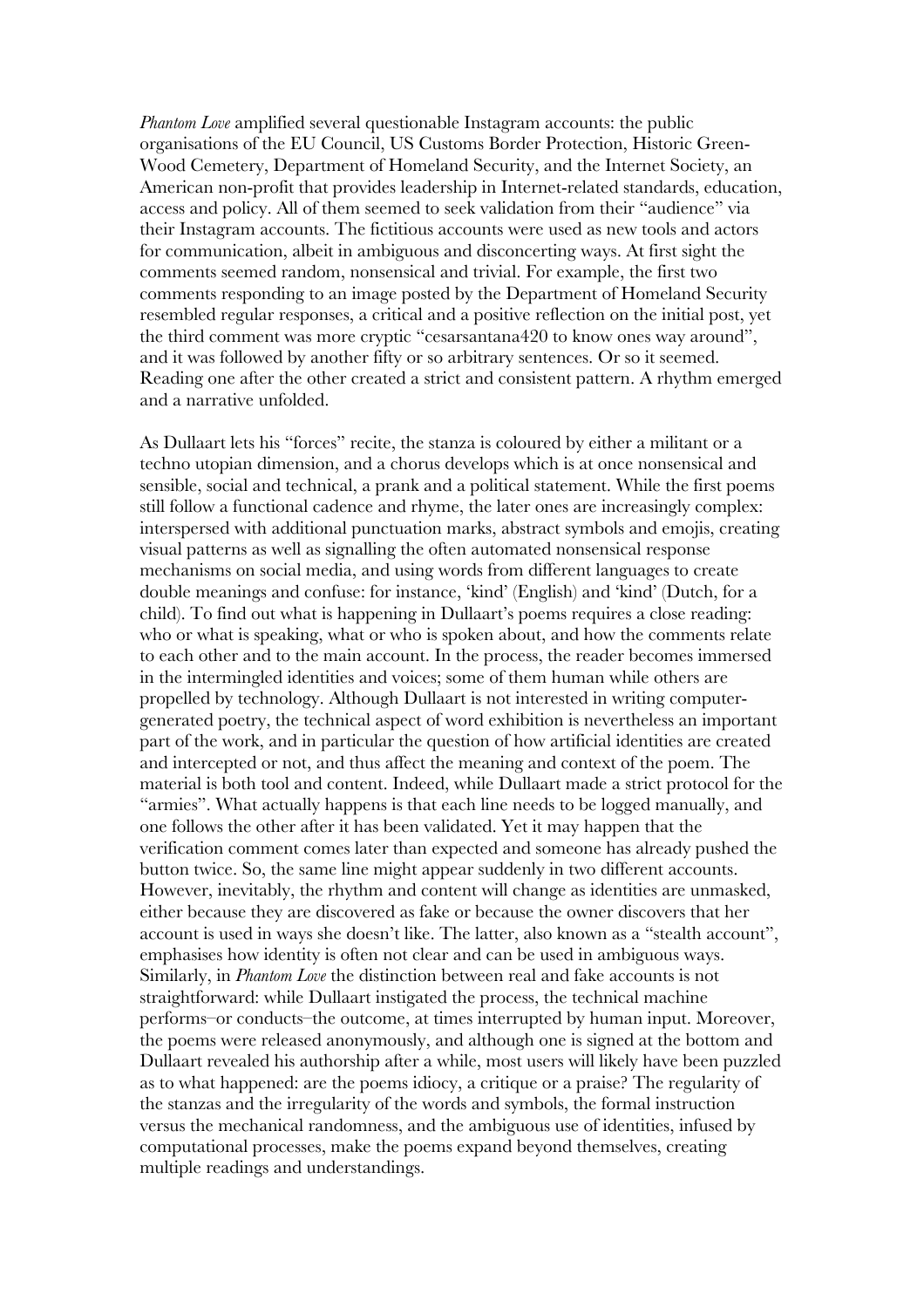*Phantom Love* amplified several questionable Instagram accounts: the public organisations of the EU Council, US Customs Border Protection, Historic Green-Wood Cemetery, Department of Homeland Security, and the Internet Society, an American non-profit that provides leadership in Internet-related standards, education, access and policy. All of them seemed to seek validation from their "audience" via their Instagram accounts. The fictitious accounts were used as new tools and actors for communication, albeit in ambiguous and disconcerting ways. At first sight the comments seemed random, nonsensical and trivial. For example, the first two comments responding to an image posted by the Department of Homeland Security resembled regular responses, a critical and a positive reflection on the initial post, yet the third comment was more cryptic "cesarsantana420 to know ones way around", and it was followed by another fifty or so arbitrary sentences. Or so it seemed. Reading one after the other created a strict and consistent pattern. A rhythm emerged and a narrative unfolded.

As Dullaart lets his "forces" recite, the stanza is coloured by either a militant or a techno utopian dimension, and a chorus develops which is at once nonsensical and sensible, social and technical, a prank and a political statement. While the first poems still follow a functional cadence and rhyme, the later ones are increasingly complex: interspersed with additional punctuation marks, abstract symbols and emojis, creating visual patterns as well as signalling the often automated nonsensical response mechanisms on social media, and using words from different languages to create double meanings and confuse: for instance, 'kind' (English) and 'kind' (Dutch, for a child). To find out what is happening in Dullaart's poems requires a close reading: who or what is speaking, what or who is spoken about, and how the comments relate to each other and to the main account. In the process, the reader becomes immersed in the intermingled identities and voices; some of them human while others are propelled by technology. Although Dullaart is not interested in writing computer-generated poetry, the technical aspect of word exhibition is nevertheless an important part of the work, and in particular the question of how artificial identities are created and intercepted or not, and thus affect the meaning and context of the poem. The material is both tool and content. Indeed, while Dullaart made a strict protocol for the "armies". What actually happens is that each line needs to be logged manually, and one follows the other after it has been validated. Yet it may happen that the verification comment comes later than expected and someone has already pushed the button twice. So, the same line might appear suddenly in two different accounts. However, inevitably, the rhythm and content will change as identities are unmasked, either because they are discovered as fake or because the owner discovers that her account is used in ways she doesn't like. The latter, also known as a "stealth account", emphasises how identity is often not clear and can be used in ambiguous ways. Similarly, in *Phantom Love* the distinction between real and fake accounts is not straightforward: while Dullaart instigated the process, the technical machine performs–or conducts–the outcome, at times interrupted by human input. Moreover, the poems were released anonymously, and although one is signed at the bottom and Dullaart revealed his authorship after a while, most users will likely have been puzzled as to what happened: are the poems idiocy, a critique or a praise? The regularity of the stanzas and the irregularity of the words and symbols, the formal instruction versus the mechanical randomness, and the ambiguous use of identities, infused by computational processes, make the poems expand beyond themselves, creating multiple readings and understandings.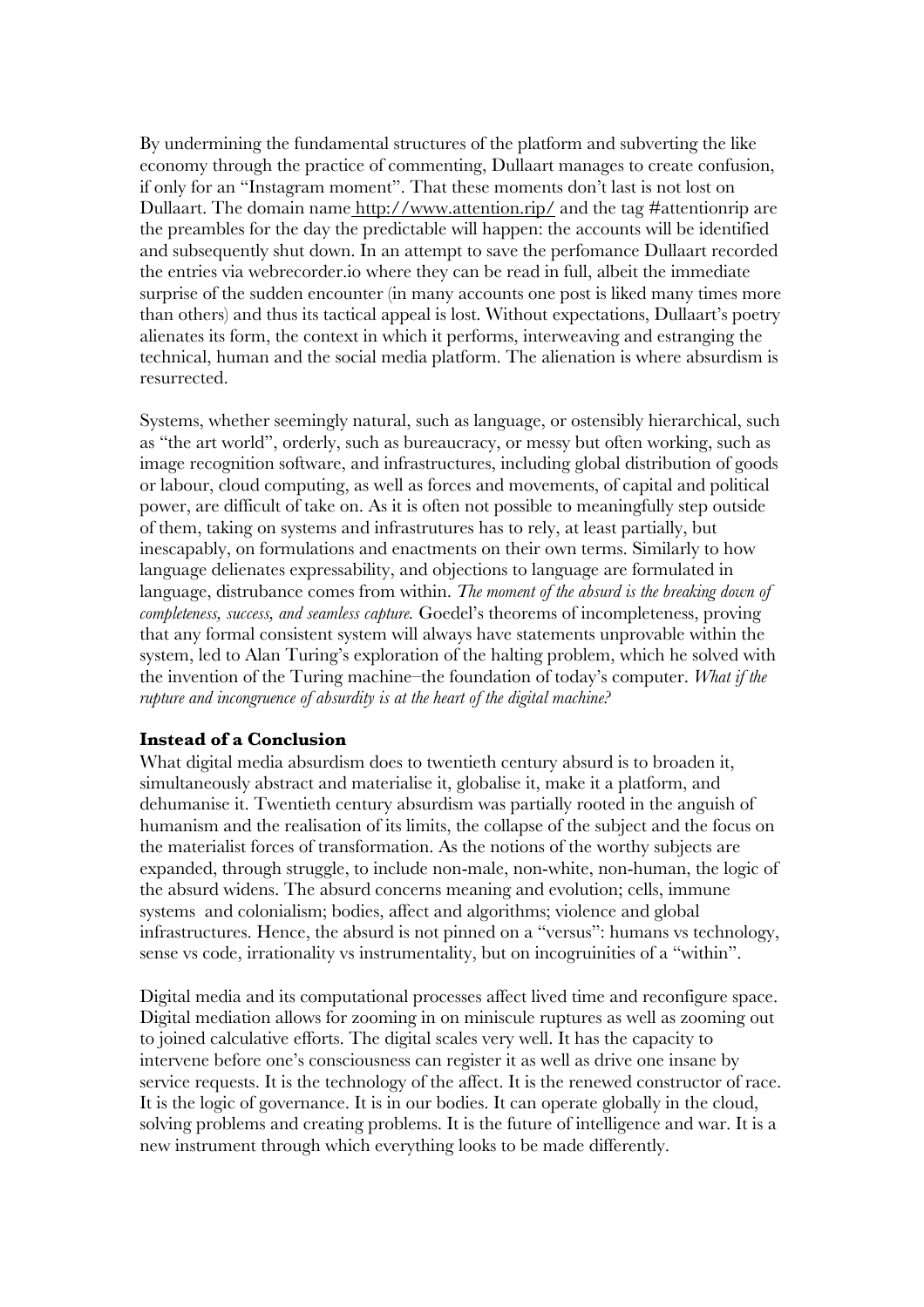By undermining the fundamental structures of the platform and subverting the like economy through the practice of commenting, Dullaart manages to create confusion, if only for an "Instagram moment". That these moments don't last is not lost on Dullaart. The domain name http://www.attention.rip/ and the tag #attentionrip are the preambles for the day the predictable will happen: the accounts will be identified and subsequently shut down. In an attempt to save the perfomance Dullaart recorded the entries via webrecorder.io where they can be read in full, albeit the immediate surprise of the sudden encounter (in many accounts one post is liked many times more than others) and thus its tactical appeal is lost. Without expectations, Dullaart's poetry alienates its form, the context in which it performs, interweaving and estranging the technical, human and the social media platform. The alienation is where absurdism is resurrected.

Systems, whether seemingly natural, such as language, or ostensibly hierarchical, such as "the art world", orderly, such as bureaucracy, or messy but often working, such as image recognition software, and infrastructures, including global distribution of goods or labour, cloud computing, as well as forces and movements, of capital and political power, are difficult of take on. As it is often not possible to meaningfully step outside of them, taking on systems and infrastrutures has to rely, at least partially, but inescapably, on formulations and enactments on their own terms. Similarly to how language delienates expressability, and objections to language are formulated in language, distrubance comes from within. *The moment of the absurd is the breaking down of completeness, success, and seamless capture.* Goedel's theorems of incompleteness, proving that any formal consistent system will always have statements unprovable within the system, led to Alan Turing's exploration of the halting problem, which he solved with the invention of the Turing machine–the foundation of today's computer. *What if the rupture and incongruence of absurdity is at the heart of the digital machine?*

## Instead of a Conclusion

What digital media absurdism does to twentieth century absurd is to broaden it, simultaneously abstract and materialise it, globalise it, make it a platform, and dehumanise it. Twentieth century absurdism was partially rooted in the anguish of humanism and the realisation of its limits, the collapse of the subject and the focus on the materialist forces of transformation. As the notions of the worthy subjects are expanded, through struggle, to include non-male, non-white, non-human, the logic of the absurd widens. The absurd concerns meaning and evolution; cells, immune systems and colonialism; bodies, affect and algorithms; violence and global infrastructures. Hence, the absurd is not pinned on a "versus": humans vs technology, sense vs code, irrationality vs instrumentality, but on incogruinities of a "within".

Digital media and its computational processes affect lived time and reconfigure space. Digital mediation allows for zooming in on miniscule ruptures as well as zooming out to joined calculative efforts. The digital scales very well. It has the capacity to intervene before one's consciousness can register it as well as drive one insane by service requests. It is the technology of the affect. It is the renewed constructor of race. It is the logic of governance. It is in our bodies. It can operate globally in the cloud, solving problems and creating problems. It is the future of intelligence and war. It is a new instrument through which everything looks to be made differently.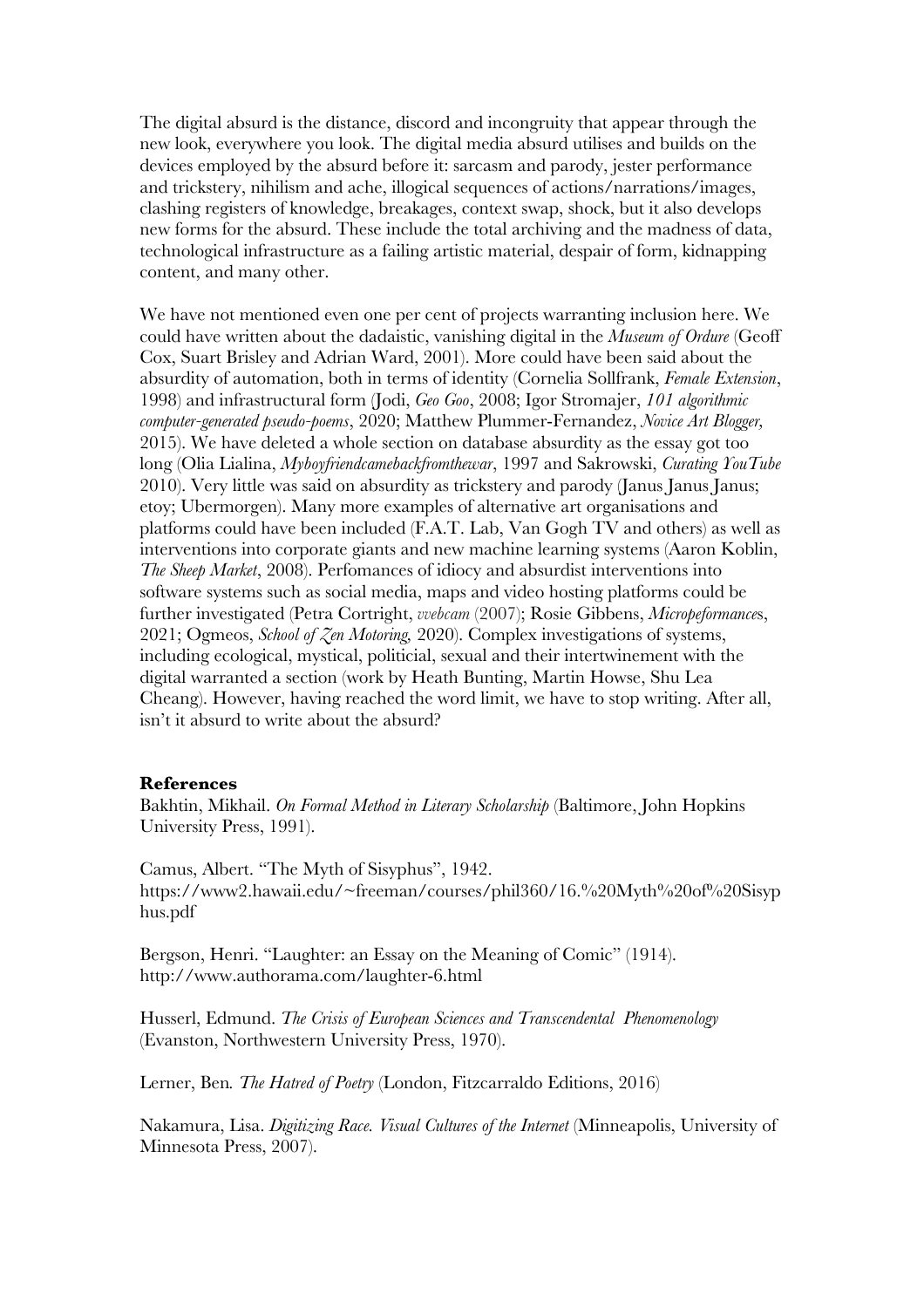The digital absurd is the distance, discord and incongruity that appear through the new look, everywhere you look. The digital media absurd utilises and builds on the devices employed by the absurd before it: sarcasm and parody, jester performance and tricksterу, nihilism and ache, illogical sequences of actions/narrations/images, clashing registers of knowledge, breakages, context swap, shock, but it also develops new forms for the absurd. These include the total archiving and the madness of data, technological infrastructure as a failing artistic material, despair of form, kidnapping content, and many other.

We have not mentioned even one per cent of projects warranting inclusion here. We could have written about the dadaistic, vanishing digital in the *Museum of Ordure* (Geoff Cox, Suart Brisley and Adrian Ward, 2001). More could have been said about the absurdity of automation, both in terms of identity (Cornelia Sollfrank, *Female Extension*, 1998) and infrastructural form (Jodi, *Geo Goo*, 2008; Igor Stromajer, *101 algorithmic computer-generated pseudo-poems*, 2020; Matthew Plummer-Fernandez, *Novice Art Blogger,* 2015). We have deleted a whole section on database absurdity as the essay got too long (Olia Lialina, *Myboyfriendcamebackfromthewar*, 1997 and Sakrowski, *Curating YouTube* 2010). Very little was said on absurdity as trickstery and parody (Janus Janus Janus; etoy; Ubermorgen). Many more examples of alternative art organisations and platforms could have been included (F.A.T. Lab, Van Gogh TV and others) as well as interventions into corporate giants and new machine learning systems (Aaron Koblin, *The Sheep Market*, 2008). Perfomances of idiocy and absurdist interventions into software systems such as social media, maps and video hosting platforms could be further investigated (Petra Cortright, *vvebcam* (2007); Rosie Gibbens, *Micropeformances*, 2021; Ogmeos, *School of Zen Motoring,* 2020). Complex investigations of systems, including ecological, mystical, politicial, sexual and their intertwinement with the digital warranted a section (work by Heath Bunting, Martin Howse, Shu Lea Cheang). However, having reached the word limit, we have to stop writing. After all, isn't it absurd to write about the absurd?

**References**

Bakhtin, Mikhail. *On Formal Method in Literary Scholarship* (Baltimore, John Hopkins University Press, 1991).

Camus, Albert. "The Myth of Sisyphus", 1942. https://www2.hawaii.edu/~freeman/courses/phil360/16.%20Myth%20of%20Sisyphus.pdf

Bergson, Henri. "Laughter: an Essay on the Meaning of Comic" (1914). http://www.authorama.com/laughter-6.html

Husserl, Edmund. *The Crisis of European Sciences and Transcendental Phenomenology* (Evanston, Northwestern University Press, 1970).

Lerner, Ben*. The Hatred of Poetry* (London, Fitzcarraldo Editions, 2016)

Nakamura, Lisa. *Digitizing Race. Visual Cultures of the Internet* (Minneapolis, University of Minnesota Press, 2007).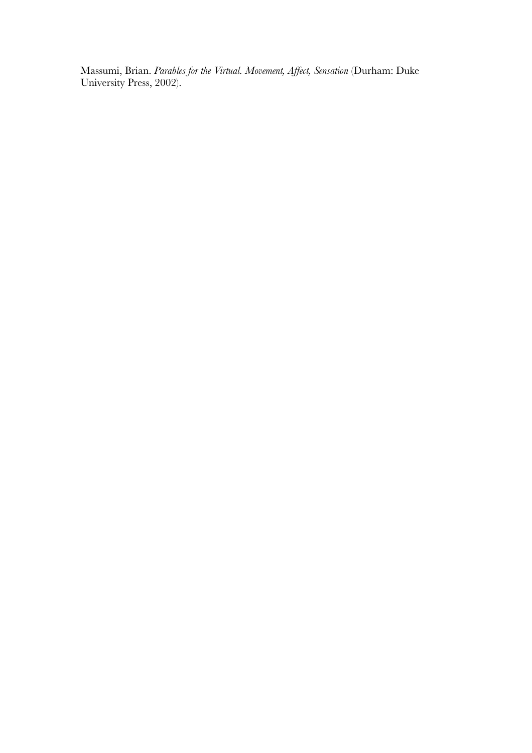Massumi, Brian. *Parables for the Virtual. Movement, Affect, Sensation* (Durham: Duke University Press, 2002).